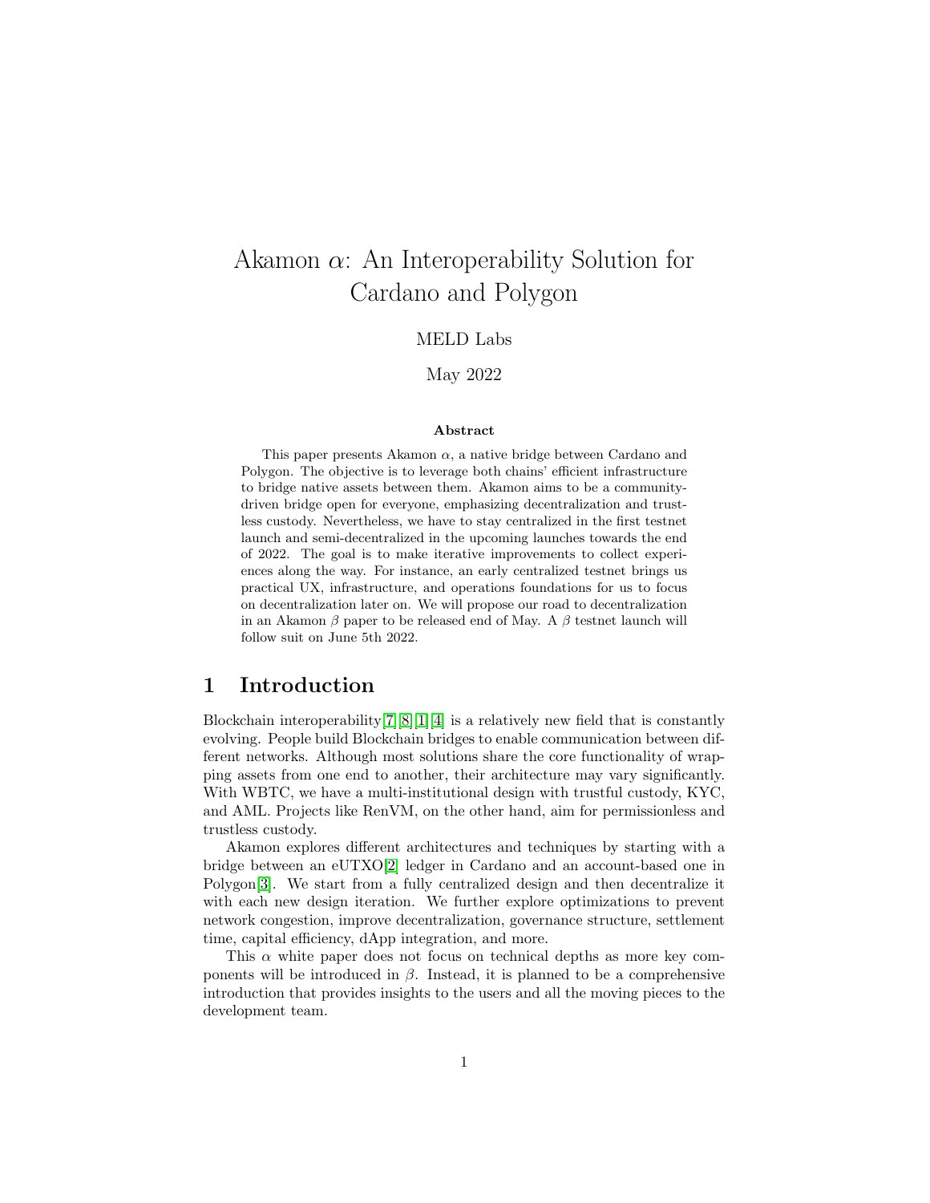# Akamon $\alpha$: An Interoperability Solution for Cardano and Polygon

MELD Labs

May 2022

**Abstract**

This paper presents Akamon $\alpha$, a native bridge between Cardano and Polygon. The objective is to leverage both chains' efficient infrastructure to bridge native assets between them. Akamon aims to be a community-driven bridge open for everyone, emphasizing decentralization and trustless custody. Nevertheless, we have to stay centralized in the first testnet launch and semi-decentralized in the upcoming launches towards the end of 2022. The goal is to make iterative improvements to collect experiences along the way. For instance, an early centralized testnet brings us practical UX, infrastructure, and operations foundations for us to focus on decentralization later on. We will propose our road to decentralization in an Akamon $\beta$ paper to be released end of May. A $\beta$ testnet launch will follow suit on June 5th 2022.

## 1 Introduction

Blockchain interoperability[7][8][1][4] is a relatively new field that is constantly evolving. People build Blockchain bridges to enable communication between different networks. Although most solutions share the core functionality of wrapping assets from one end to another, their architecture may vary significantly. With WBTC, we have a multi-institutional design with trustful custody, KYC, and AML. Projects like RenVM, on the other hand, aim for permissionless and trustless custody.

Akamon explores different architectures and techniques by starting with a bridge between an eUTXO[2] ledger in Cardano and an account-based one in Polygon[3]. We start from a fully centralized design and then decentralize it with each new design iteration. We further explore optimizations to prevent network congestion, improve decentralization, governance structure, settlement time, capital efficiency, dApp integration, and more.

This $\alpha$ white paper does not focus on technical depths as more key components will be introduced in $\beta$. Instead, it is planned to be a comprehensive introduction that provides insights to the users and all the moving pieces to the development team.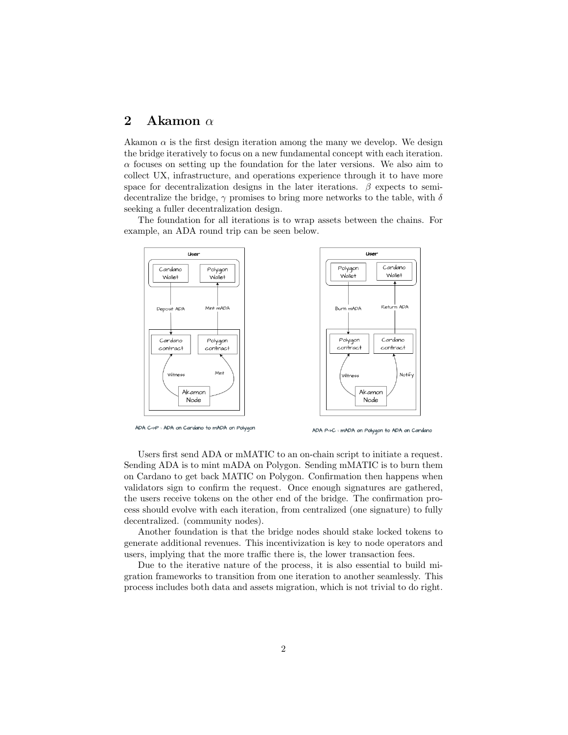## 2 Akamon $\alpha$

Akamon $\alpha$ is the first design iteration among the many we develop. We design the bridge iteratively to focus on a new fundamental concept with each iteration. $\alpha$ focuses on setting up the foundation for the later versions. We also aim to collect UX, infrastructure, and operations experience through it to have more space for decentralization designs in the later iterations. $\beta$ expects to semi-decentralize the bridge, $\gamma$ promises to bring more networks to the table, with $\delta$ seeking a fuller decentralization design.

The foundation for all iterations is to wrap assets between the chains. For example, an ADA round trip can be seen below.

ADA C->P : ADA on Cardano to mADA on Polygon

ADA P->C : mADA on Polygon to ADA on Cardano

Users first send ADA or mMATIC to an on-chain script to initiate a request. Sending ADA is to mint mADA on Polygon. Sending mMATIC is to burn them on Cardano to get back MATIC on Polygon. Confirmation then happens when validators sign to confirm the request. Once enough signatures are gathered, the users receive tokens on the other end of the bridge. The confirmation process should evolve with each iteration, from centralized (one signature) to fully decentralized. (community nodes).

Another foundation is that the bridge nodes should stake locked tokens to generate additional revenues. This incentivization is key to node operators and users, implying that the more traffic there is, the lower transaction fees.

Due to the iterative nature of the process, it is also essential to build migration frameworks to transition from one iteration to another seamlessly. This process includes both data and assets migration, which is not trivial to do right.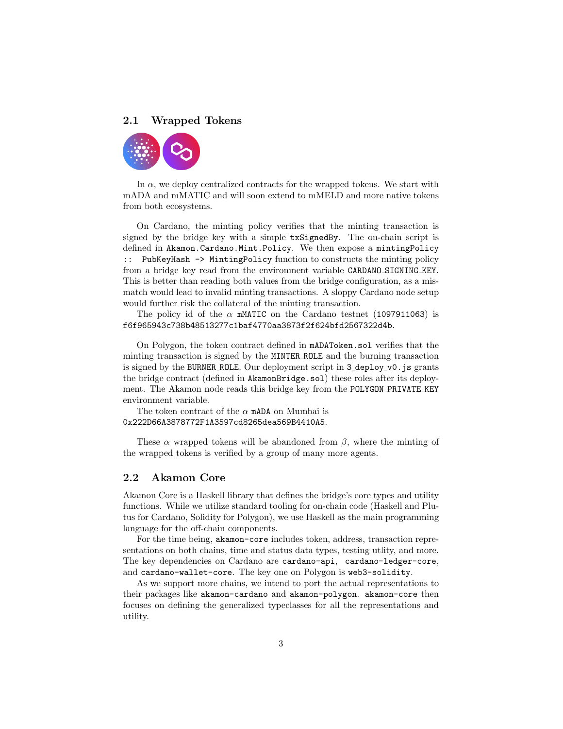## 2.1 Wrapped Tokens

In $\alpha$, we deploy centralized contracts for the wrapped tokens. We start with mADA and mMATIC and will soon extend to mMELD and more native tokens from both ecosystems.

On Cardano, the minting policy verifies that the minting transaction is signed by the bridge key with a simple `txSignedBy`. The on-chain script is defined in `Akamon.Cardano.Mint.Policy`. We then expose a `mintingPolicy :: PubKeyHash -> MintingPolicy` function to constructs the minting policy from a bridge key read from the environment variable `CARDANO_SIGNING_KEY`. This is better than reading both values from the bridge configuration, as a mismatch would lead to invalid minting transactions. A sloppy Cardano node setup would further risk the collateral of the minting transaction.

The policy id of the $\alpha$ `mMATIC` on the Cardano testnet (`1097911063`) is `f6f965943c738b48513277c1baf4770aa3873f2f624bfd2567322d4b`.

On Polygon, the token contract defined in `mADAToken.sol` verifies that the minting transaction is signed by the `MINTER_ROLE` and the burning transaction is signed by the `BURNER_ROLE`. Our deployment script in `3_deploy_v0.js` grants the bridge contract (defined in `AkamonBridge.sol`) these roles after its deployment. The Akamon node reads this bridge key from the `POLYGON_PRIVATE_KEY` environment variable.

The token contract of the $\alpha$ `mADA` on Mumbai is `0x222D66A3878772F1A3597cd8265dea569B4410A5`.

These $\alpha$ wrapped tokens will be abandoned from $\beta$, where the minting of the wrapped tokens is verified by a group of many more agents.

## 2.2 Akamon Core

Akamon Core is a Haskell library that defines the bridge's core types and utility functions. While we utilize standard tooling for on-chain code (Haskell and Plutus for Cardano, Solidity for Polygon), we use Haskell as the main programming language for the off-chain components.

For the time being, `akamon-core` includes token, address, transaction representations on both chains, time and status data types, testing utlity, and more. The key dependencies on Cardano are `cardano-api`, `cardano-ledger-core`, and `cardano-wallet-core`. The key one on Polygon is `web3-solidity`.

As we support more chains, we intend to port the actual representations to their packages like `akamon-cardano` and `akamon-polygon`. `akamon-core` then focuses on defining the generalized typeclasses for all the representations and utility.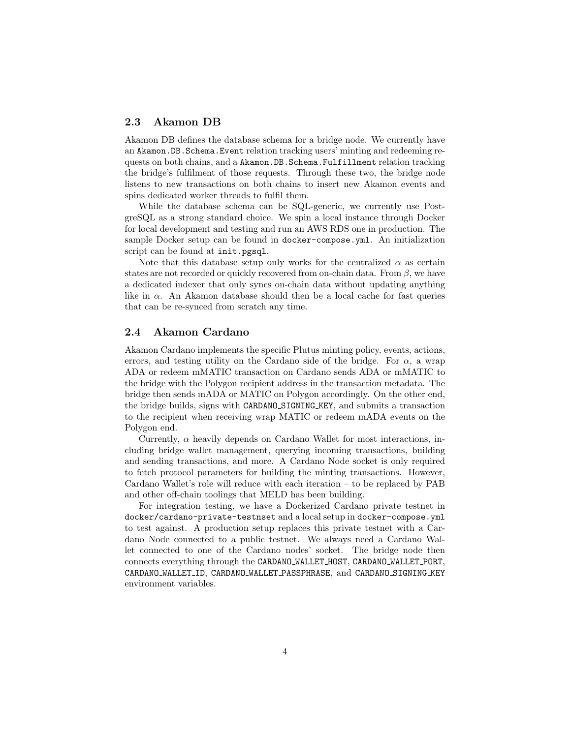## 2.3 Akamon DB

Akamon DB defines the database schema for a bridge node. We currently have an `Akamon.DB.Schema.Event` relation tracking users' minting and redeeming requests on both chains, and a `Akamon.DB.Schema.Fulfillment` relation tracking the bridge's fulfilment of those requests. Through these two, the bridge node listens to new transactions on both chains to insert new Akamon events and spins dedicated worker threads to fulfil them.

While the database schema can be SQL-generic, we currently use PostgreSQL as a strong standard choice. We spin a local instance through Docker for local development and testing and run an AWS RDS one in production. The sample Docker setup can be found in `docker-compose.yml`. An initialization script can be found at `init.pgsql`.

Note that this database setup only works for the centralized $\alpha$ as certain states are not recorded or quickly recovered from on-chain data. From $\beta$, we have a dedicated indexer that only syncs on-chain data without updating anything like in $\alpha$. An Akamon database should then be a local cache for fast queries that can be re-synced from scratch any time.

## 2.4 Akamon Cardano

Akamon Cardano implements the specific Plutus minting policy, events, actions, errors, and testing utility on the Cardano side of the bridge. For $\alpha$, a wrap ADA or redeem mMATIC transaction on Cardano sends ADA or mMATIC to the bridge with the Polygon recipient address in the transaction metadata. The bridge then sends mADA or MATIC on Polygon accordingly. On the other end, the bridge builds, signs with `CARDANO_SIGNING_KEY`, and submits a transaction to the recipient when receiving wrap MATIC or redeem mADA events on the Polygon end.

Currently, $\alpha$ heavily depends on Cardano Wallet for most interactions, including bridge wallet management, querying incoming transactions, building and sending transactions, and more. A Cardano Node socket is only required to fetch protocol parameters for building the minting transactions. However, Cardano Wallet's role will reduce with each iteration – to be replaced by PAB and other off-chain toolings that MELD has been building.

For integration testing, we have a Dockerized Cardano private testnet in `docker/cardano-private-testnset` and a local setup in `docker-compose.yml` to test against. A production setup replaces this private testnet with a Cardano Node connected to a public testnet. We always need a Cardano Wallet connected to one of the Cardano nodes' socket. The bridge node then connects everything through the `CARDANO_WALLET_HOST`, `CARDANO_WALLET_PORT`, `CARDANO_WALLET_ID`, `CARDANO_WALLET_PASSPHRASE`, and `CARDANO_SIGNING_KEY` environment variables.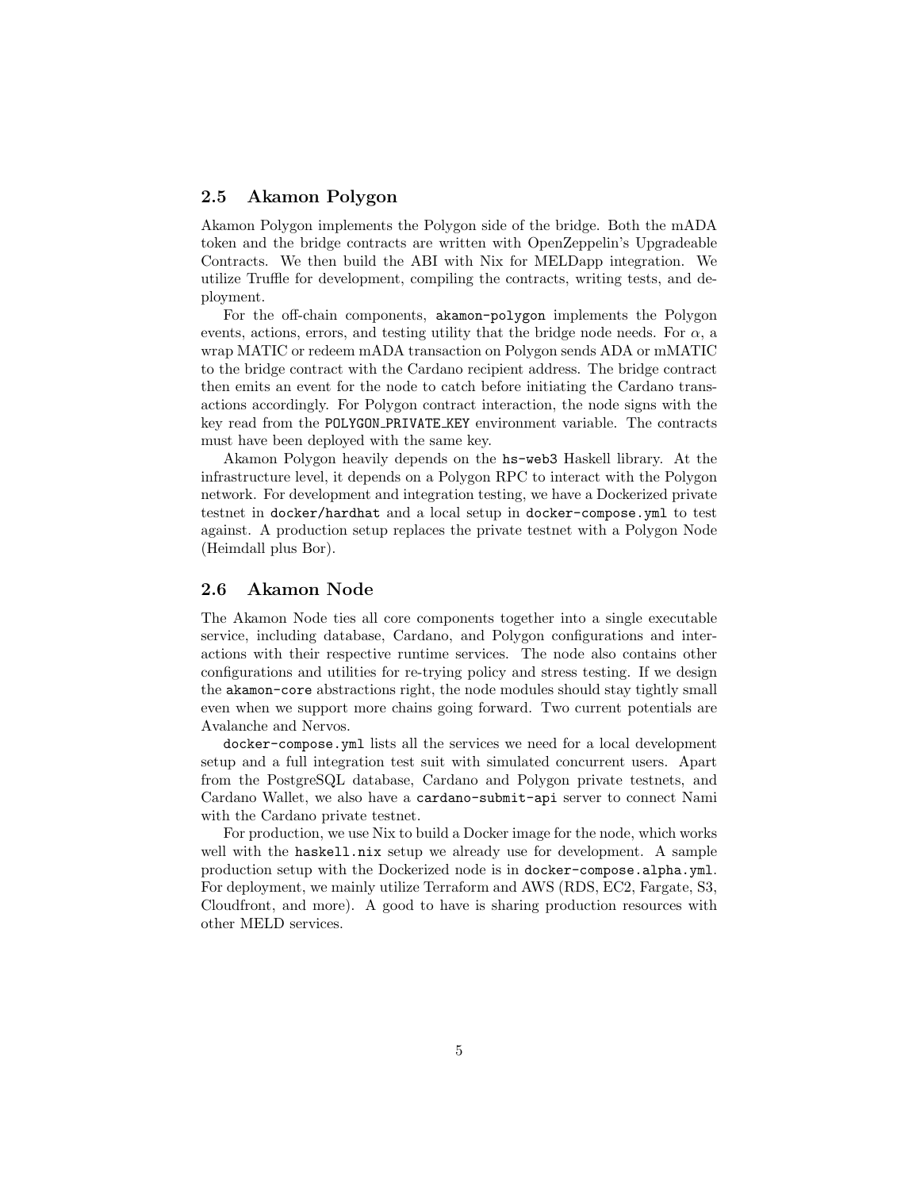## 2.5 Akamon Polygon

Akamon Polygon implements the Polygon side of the bridge. Both the mADA token and the bridge contracts are written with OpenZeppelin's Upgradeable Contracts. We then build the ABI with Nix for MELDapp integration. We utilize Truffle for development, compiling the contracts, writing tests, and deployment.

For the off-chain components, `akamon-polygon` implements the Polygon events, actions, errors, and testing utility that the bridge node needs. For $\alpha$, a wrap MATIC or redeem mADA transaction on Polygon sends ADA or mMATIC to the bridge contract with the Cardano recipient address. The bridge contract then emits an event for the node to catch before initiating the Cardano transactions accordingly. For Polygon contract interaction, the node signs with the key read from the `POLYGON_PRIVATE_KEY` environment variable. The contracts must have been deployed with the same key.

Akamon Polygon heavily depends on the `hs-web3` Haskell library. At the infrastructure level, it depends on a Polygon RPC to interact with the Polygon network. For development and integration testing, we have a Dockerized private testnet in `docker/hardhat` and a local setup in `docker-compose.yml` to test against. A production setup replaces the private testnet with a Polygon Node (Heimdall plus Bor).

## 2.6 Akamon Node

The Akamon Node ties all core components together into a single executable service, including database, Cardano, and Polygon configurations and interactions with their respective runtime services. The node also contains other configurations and utilities for re-trying policy and stress testing. If we design the `akamon-core` abstractions right, the node modules should stay tightly small even when we support more chains going forward. Two current potentials are Avalanche and Nervos.

`docker-compose.yml` lists all the services we need for a local development setup and a full integration test suit with simulated concurrent users. Apart from the PostgreSQL database, Cardano and Polygon private testnets, and Cardano Wallet, we also have a `cardano-submit-api` server to connect Nami with the Cardano private testnet.

For production, we use Nix to build a Docker image for the node, which works well with the `haskell.nix` setup we already use for development. A sample production setup with the Dockerized node is in `docker-compose.alpha.yml`. For deployment, we mainly utilize Terraform and AWS (RDS, EC2, Fargate, S3, Cloudfront, and more). A good to have is sharing production resources with other MELD services.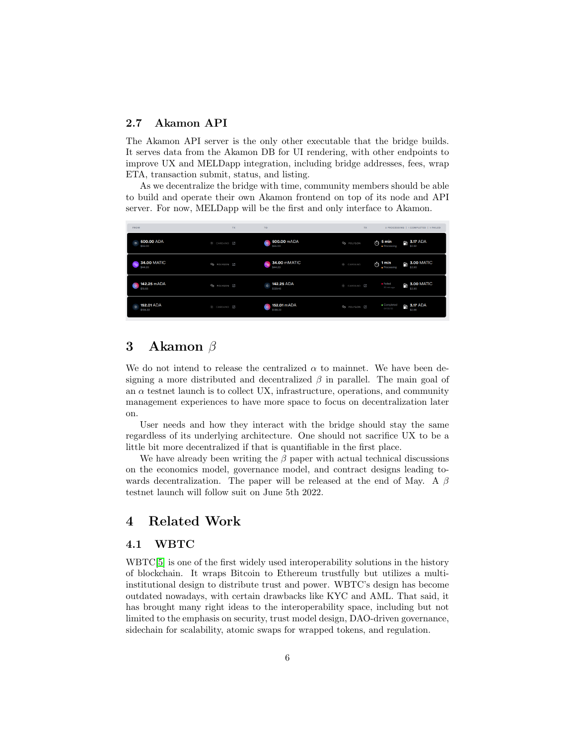### 2.7 Akamon API

The Akamon API server is the only other executable that the bridge builds. It serves data from the Akamon DB for UI rendering, with other endpoints to improve UX and MELDapp integration, including bridge addresses, fees, wrap ETA, transaction submit, status, and listing.

As we decentralize the bridge with time, community members should be able to build and operate their own Akamon frontend on top of its node and API server. For now, MELDapp will be the first and only interface to Akamon.

## 3 Akamon $\beta$

We do not intend to release the centralized $\alpha$ to mainnet. We have been designing a more distributed and decentralized $\beta$ in parallel. The main goal of an $\alpha$ testnet launch is to collect UX, infrastructure, operations, and community management experiences to have more space to focus on decentralization later on.

User needs and how they interact with the bridge should stay the same regardless of its underlying architecture. One should not sacrifice UX to be a little bit more decentralized if that is quantifiable in the first place.

We have already been writing the $\beta$ paper with actual technical discussions on the economics model, governance model, and contract designs leading towards decentralization. The paper will be released at the end of May. A $\beta$ testnet launch will follow suit on June 5th 2022.

## 4 Related Work

### 4.1 WBTC

WBTC[5] is one of the first widely used interoperability solutions in the history of blockchain. It wraps Bitcoin to Ethereum trustfully but utilizes a multi-institutional design to distribute trust and power. WBTC's design has become outdated nowadays, with certain drawbacks like KYC and AML. That said, it has brought many right ideas to the interoperability space, including but not limited to the emphasis on security, trust model design, DAO-driven governance, sidechain for scalability, atomic swaps for wrapped tokens, and regulation.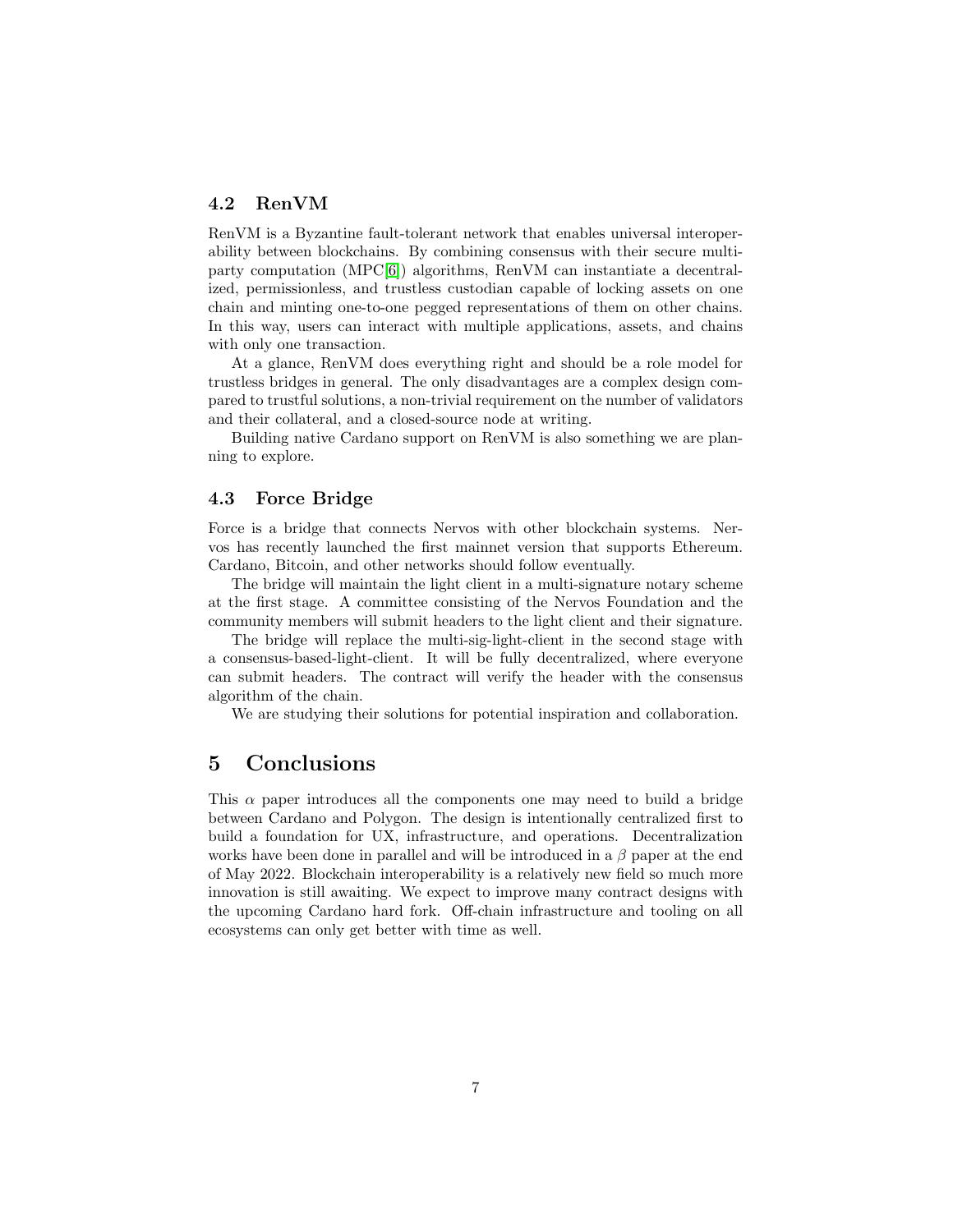### 4.2 RenVM

RenVM is a Byzantine fault-tolerant network that enables universal interoperability between blockchains. By combining consensus with their secure multi-party computation (MPC[6]) algorithms, RenVM can instantiate a decentralized, permissionless, and trustless custodian capable of locking assets on one chain and minting one-to-one pegged representations of them on other chains. In this way, users can interact with multiple applications, assets, and chains with only one transaction.

At a glance, RenVM does everything right and should be a role model for trustless bridges in general. The only disadvantages are a complex design compared to trustful solutions, a non-trivial requirement on the number of validators and their collateral, and a closed-source node at writing.

Building native Cardano support on RenVM is also something we are planning to explore.

### 4.3 Force Bridge

Force is a bridge that connects Nervos with other blockchain systems. Nervos has recently launched the first mainnet version that supports Ethereum. Cardano, Bitcoin, and other networks should follow eventually.

The bridge will maintain the light client in a multi-signature notary scheme at the first stage. A committee consisting of the Nervos Foundation and the community members will submit headers to the light client and their signature.

The bridge will replace the multi-sig-light-client in the second stage with a consensus-based-light-client. It will be fully decentralized, where everyone can submit headers. The contract will verify the header with the consensus algorithm of the chain.

We are studying their solutions for potential inspiration and collaboration.

## 5 Conclusions

This $\alpha$ paper introduces all the components one may need to build a bridge between Cardano and Polygon. The design is intentionally centralized first to build a foundation for UX, infrastructure, and operations. Decentralization works have been done in parallel and will be introduced in a $\beta$ paper at the end of May 2022. Blockchain interoperability is a relatively new field so much more innovation is still awaiting. We expect to improve many contract designs with the upcoming Cardano hard fork. Off-chain infrastructure and tooling on all ecosystems can only get better with time as well.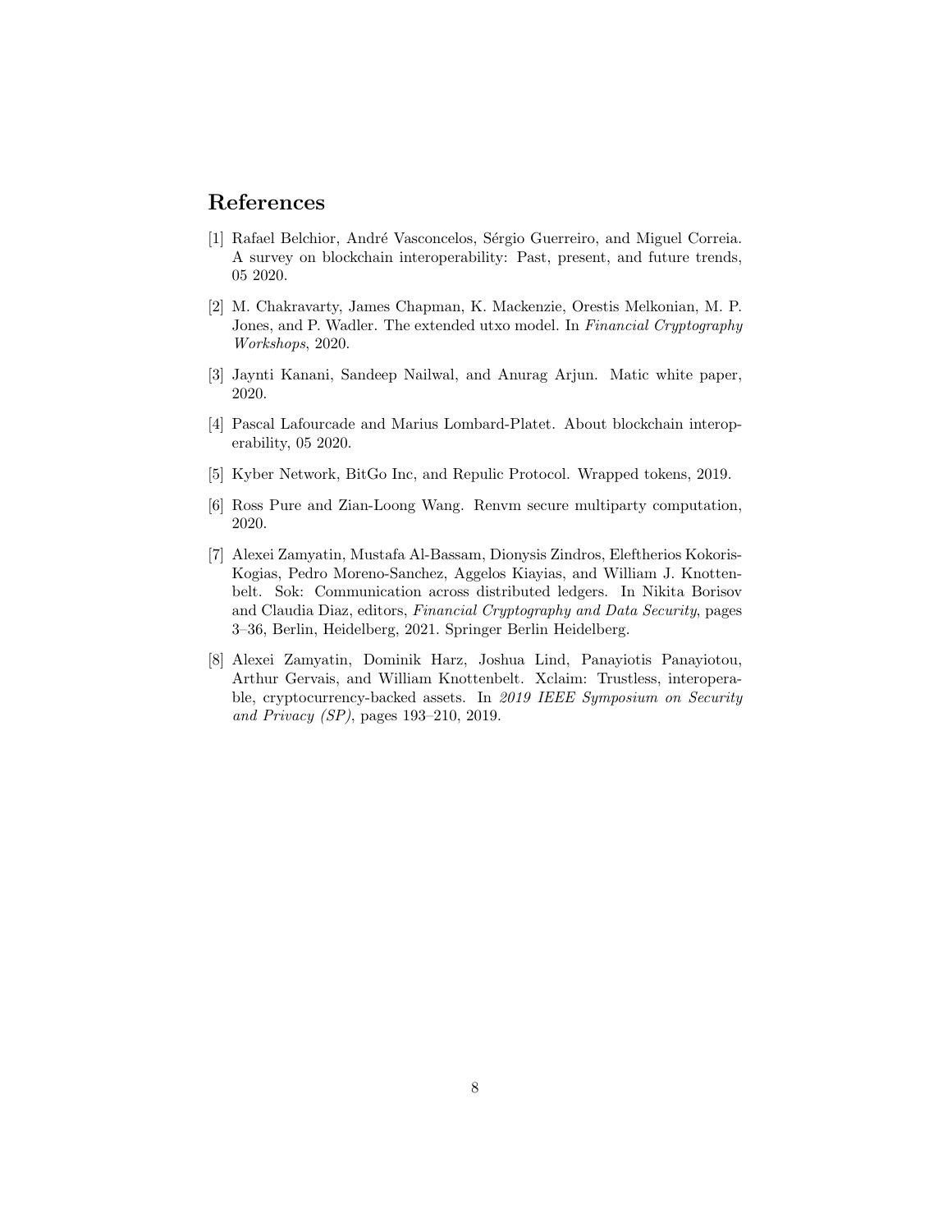## References

[1] Rafael Belchior, André Vasconcelos, Sérgio Guerreiro, and Miguel Correia. A survey on blockchain interoperability: Past, present, and future trends, 05 2020.

[2] M. Chakravarty, James Chapman, K. Mackenzie, Orestis Melkonian, M. P. Jones, and P. Wadler. The extended utxo model. In *Financial Cryptography Workshops*, 2020.

[3] Jaynti Kanani, Sandeep Nailwal, and Anurag Arjun. Matic white paper, 2020.

[4] Pascal Lafourcade and Marius Lombard-Platet. About blockchain interoperability, 05 2020.

[5] Kyber Network, BitGo Inc, and Repulic Protocol. Wrapped tokens, 2019.

[6] Ross Pure and Zian-Loong Wang. Renvm secure multiparty computation, 2020.

[7] Alexei Zamyatin, Mustafa Al-Bassam, Dionysis Zindros, Eleftherios Kokoris-Kogias, Pedro Moreno-Sanchez, Aggelos Kiayias, and William J. Knottenbelt. Sok: Communication across distributed ledgers. In Nikita Borisov and Claudia Diaz, editors, *Financial Cryptography and Data Security*, pages 3–36, Berlin, Heidelberg, 2021. Springer Berlin Heidelberg.

[8] Alexei Zamyatin, Dominik Harz, Joshua Lind, Panayiotis Panayiotou, Arthur Gervais, and William Knottenbelt. Xclaim: Trustless, interoperable, cryptocurrency-backed assets. In *2019 IEEE Symposium on Security and Privacy (SP)*, pages 193–210, 2019.